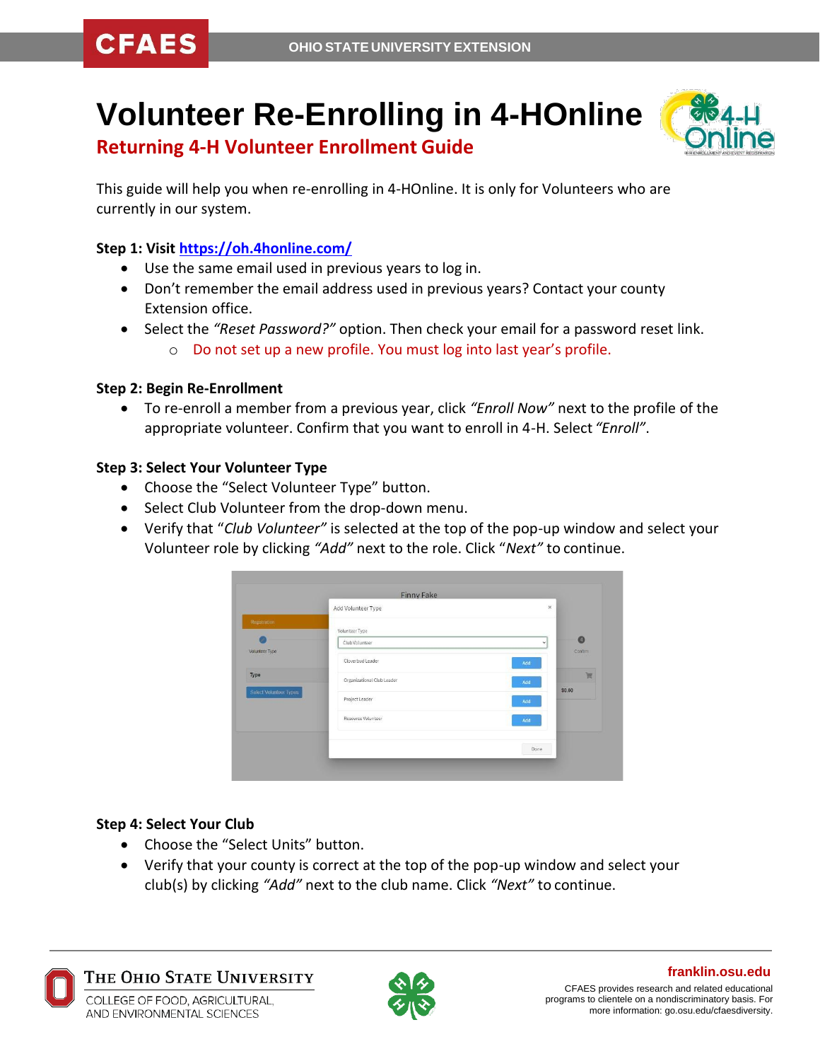# Volunteer Re-Enrolling in 4-HOnline

## Returning 4-H Volunteer Enrollment Guide

This guide will help you when re-enrolling in 4-HOnline. It is only for Volunteers who are currently in our system.

**Step 1: Visit https://oh.4honline.com/**

- Use the same email used in previous years to log in.
- Don't remember the email address used in previous years? Contact your county Extension office.
- Select the *"Reset Password?"* option. Then check your email for a password reset link.
  - Do not set up a new profile. You must log into last year's profile.

**Step 2: Begin Re-Enrollment**

- To re-enroll a member from a previous year, click *"Enroll Now"* next to the profile of the appropriate volunteer. Confirm that you want to enroll in 4-H. Select *"Enroll"*.

**Step 3: Select Your Volunteer Type**

- Choose the "Select Volunteer Type" button.
- Select Club Volunteer from the drop-down menu.
- Verify that "*Club Volunteer"* is selected at the top of the pop-up window and select your Volunteer role by clicking *"Add"* next to the role. Click "*Next"* to continue.

**Step 4: Select Your Club**

- Choose the "Select Units" button.
- Verify that your county is correct at the top of the pop-up window and select your club(s) by clicking *"Add"* next to the club name. Click *"Next"* to continue.

franklin.osu.edu

CFAES provides research and related educational programs to clientele on a nondiscriminatory basis. For more information: go.osu.edu/cfaesdiversity.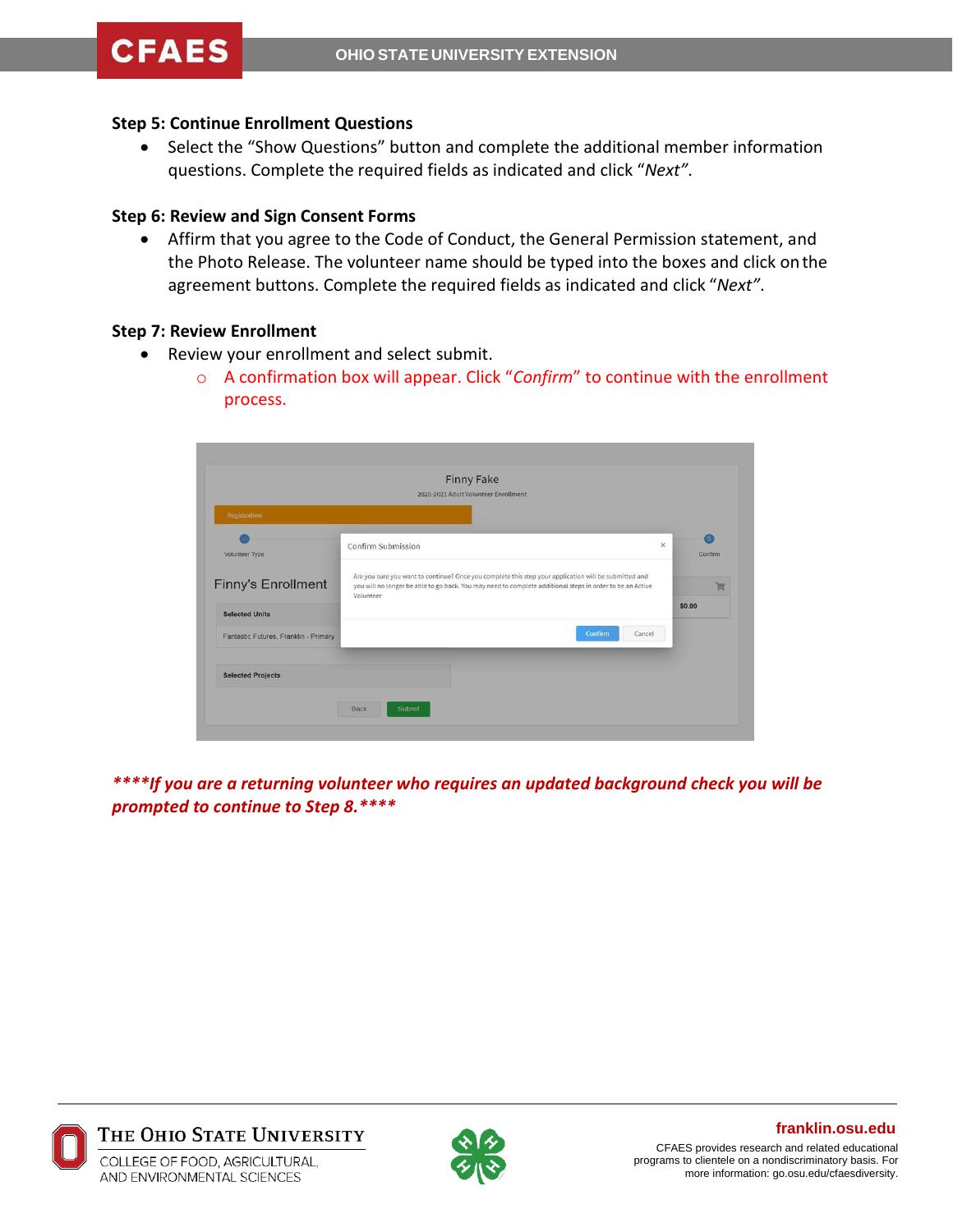### Step 5: Continue Enrollment Questions

- Select the "Show Questions" button and complete the additional member information questions. Complete the required fields as indicated and click "*Next"*.

### Step 6: Review and Sign Consent Forms

- Affirm that you agree to the Code of Conduct, the General Permission statement, and the Photo Release. The volunteer name should be typed into the boxes and click on the agreement buttons. Complete the required fields as indicated and click "*Next"*.

### Step 7: Review Enrollment

- Review your enrollment and select submit.
  - A confirmation box will appear. Click "*Confirm*" to continue with the enrollment process.

***\*\*\*\*If you are a returning volunteer who requires an updated background check you will be prompted to continue to Step 8.\*\*\*\****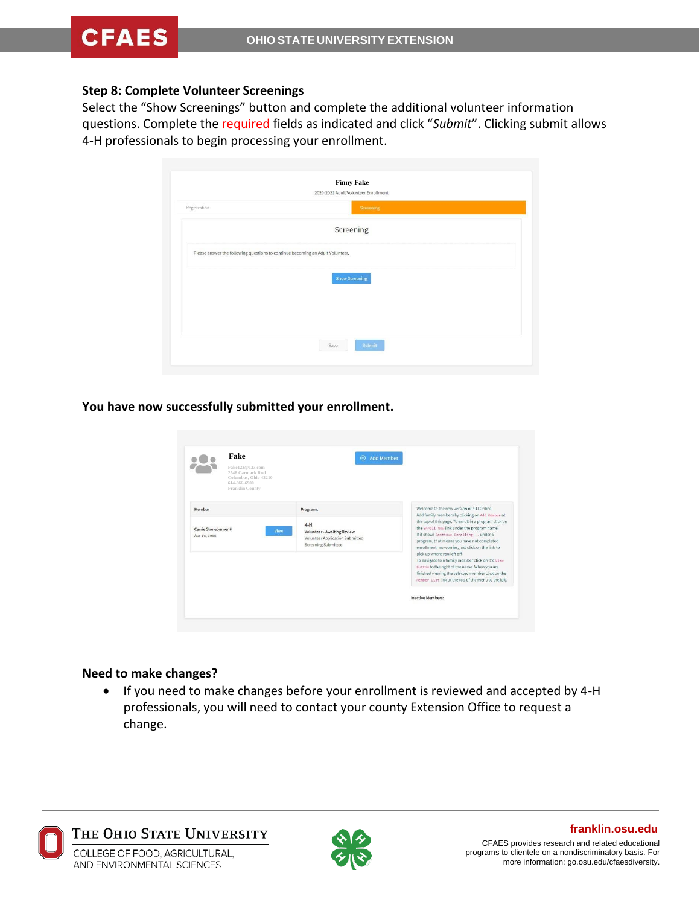**Step 8: Complete Volunteer Screenings**

Select the "Show Screenings" button and complete the additional volunteer information questions. Complete the required fields as indicated and click "*Submit*". Clicking submit allows 4-H professionals to begin processing your enrollment.

**You have now successfully submitted your enrollment.**

**Need to make changes?**

- If you need to make changes before your enrollment is reviewed and accepted by 4-H professionals, you will need to contact your county Extension Office to request a change.

franklin.osu.edu

CFAES provides research and related educational programs to clientele on a nondiscriminatory basis. For more information: go.osu.edu/cfaesdiversity.